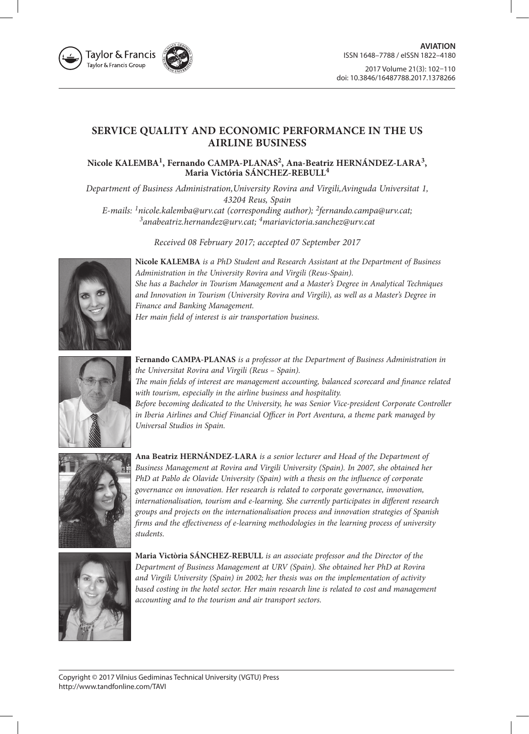# SERVICE QUALITY AND ECONOMIC PERFORMANCE IN THE US AIRLINE BUSINESS

**Nicole KALEMBA[1], Fernando CAMPA-PLANAS[2], Ana-Beatriz HERNÁNDEZ-LARA[3], Maria Victória SÁNCHEZ-REBULL[4]**

*Department of Business Administration,University Rovira and Virgili,Avinguda Universitat 1, 43204 Reus, Spain*

*E-mails: [1]nicole.kalemba@urv.cat (corresponding author); [2]fernando.campa@urv.cat; [3]anabeatriz.hernandez@urv.cat; [4]mariavictoria.sanchez@urv.cat*

*Received 08 February 2017; accepted 07 September 2017*

**Nicole KALEMBA** *is a PhD Student and Research Assistant at the Department of Business Administration in the University Rovira and Virgili (Reus-Spain).*
*She has a Bachelor in Tourism Management and a Master's Degree in Analytical Techniques and Innovation in Tourism (University Rovira and Virgili), as well as a Master's Degree in Finance and Banking Management.*
*Her main field of interest is air transportation business.*

**Fernando CAMPA-PLANAS** *is a professor at the Department of Business Administration in the Universitat Rovira and Virgili (Reus – Spain).*
*The main fields of interest are management accounting, balanced scorecard and finance related with tourism, especially in the airline business and hospitality.*
*Before becoming dedicated to the University, he was Senior Vice-president Corporate Controller in Iberia Airlines and Chief Financial Officer in Port Aventura, a theme park managed by Universal Studios in Spain.*

**Ana Beatriz HERNÁNDEZ-LARA** *is a senior lecturer and Head of the Department of Business Management at Rovira and Virgili University (Spain). In 2007, she obtained her PhD at Pablo de Olavide University (Spain) with a thesis on the influence of corporate governance on innovation. Her research is related to corporate governance, innovation, internationalisation, tourism and e-learning. She currently participates in different research groups and projects on the internationalisation process and innovation strategies of Spanish firms and the effectiveness of e-learning methodologies in the learning process of university students.*

**Maria Victòria SÁNCHEZ-REBULL** *is an associate professor and the Director of the Department of Business Management at URV (Spain). She obtained her PhD at Rovira and Virgili University (Spain) in 2002; her thesis was on the implementation of activity based costing in the hotel sector. Her main research line is related to cost and management accounting and to the tourism and air transport sectors.*

Copyright © 2017 Vilnius Gediminas Technical University (VGTU) Press
http://www.tandfonline.com/TAVI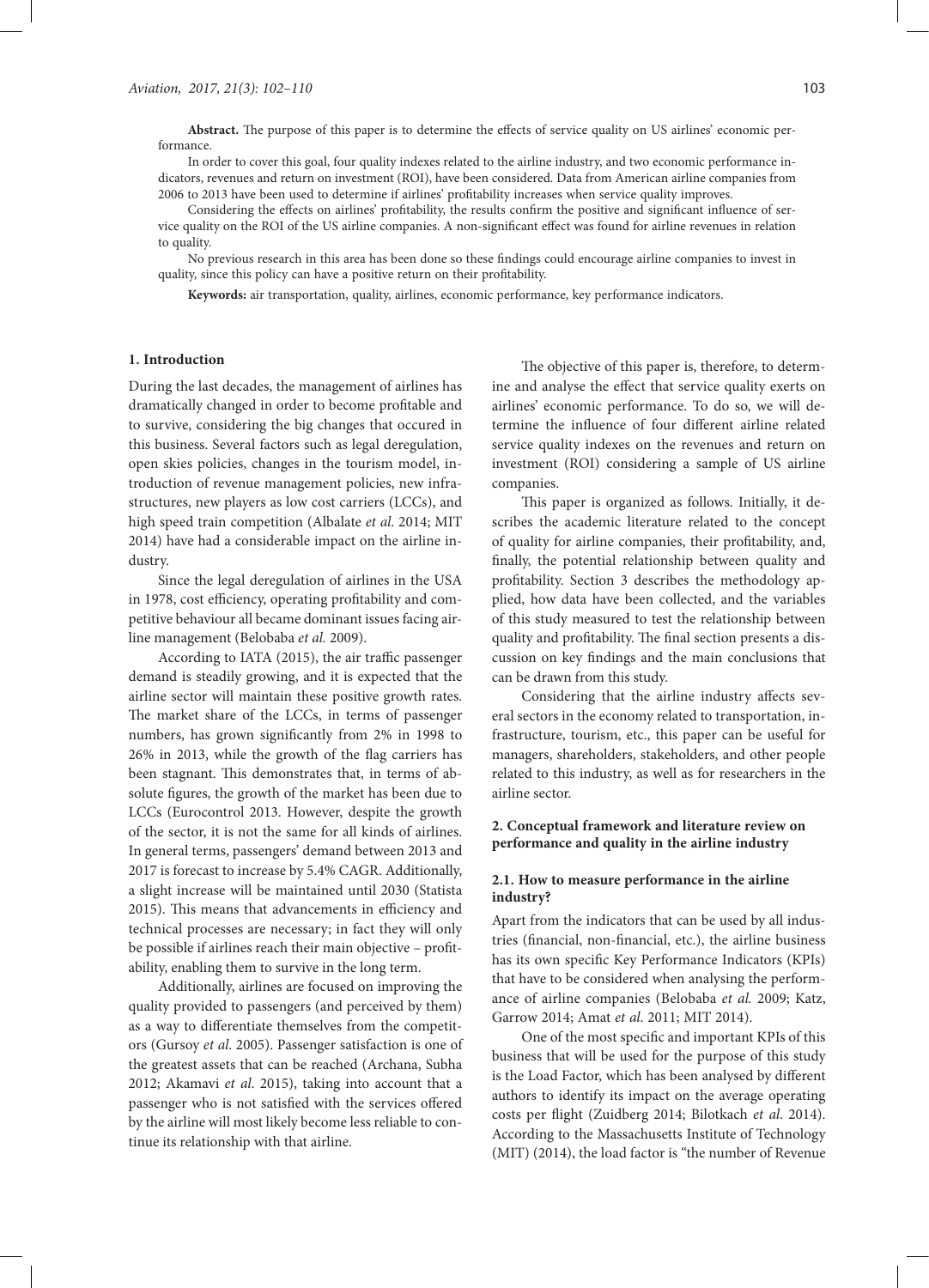**Abstract.** The purpose of this paper is to determine the effects of service quality on US airlines' economic performance.

In order to cover this goal, four quality indexes related to the airline industry, and two economic performance indicators, revenues and return on investment (ROI), have been considered. Data from American airline companies from 2006 to 2013 have been used to determine if airlines' profitability increases when service quality improves.

Considering the effects on airlines' profitability, the results confirm the positive and significant influence of service quality on the ROI of the US airline companies. A non-significant effect was found for airline revenues in relation to quality.

No previous research in this area has been done so these findings could encourage airline companies to invest in quality, since this policy can have a positive return on their profitability.

**Keywords:** air transportation, quality, airlines, economic performance, key performance indicators.

## 1. Introduction

During the last decades, the management of airlines has dramatically changed in order to become profitable and to survive, considering the big changes that occured in this business. Several factors such as legal deregulation, open skies policies, changes in the tourism model, introduction of revenue management policies, new infrastructures, new players as low cost carriers (LCCs), and high speed train competition (Albalate *et al.* 2014; MIT 2014) have had a considerable impact on the airline industry.

Since the legal deregulation of airlines in the USA in 1978, cost efficiency, operating profitability and competitive behaviour all became dominant issues facing airline management (Belobaba *et al.* 2009).

According to IATA (2015), the air traffic passenger demand is steadily growing, and it is expected that the airline sector will maintain these positive growth rates. The market share of the LCCs, in terms of passenger numbers, has grown significantly from 2% in 1998 to 26% in 2013, while the growth of the flag carriers has been stagnant. This demonstrates that, in terms of absolute figures, the growth of the market has been due to LCCs (Eurocontrol 2013. However, despite the growth of the sector, it is not the same for all kinds of airlines. In general terms, passengers' demand between 2013 and 2017 is forecast to increase by 5.4% CAGR. Additionally, a slight increase will be maintained until 2030 (Statista 2015). This means that advancements in efficiency and technical processes are necessary; in fact they will only be possible if airlines reach their main objective – profitability, enabling them to survive in the long term.

Additionally, airlines are focused on improving the quality provided to passengers (and perceived by them) as a way to differentiate themselves from the competitors (Gursoy *et al*. 2005). Passenger satisfaction is one of the greatest assets that can be reached (Archana, Subha 2012; Akamavi *et al*. 2015), taking into account that a passenger who is not satisfied with the services offered by the airline will most likely become less reliable to continue its relationship with that airline.

The objective of this paper is, therefore, to determine and analyse the effect that service quality exerts on airlines' economic performance. To do so, we will determine the influence of four different airline related service quality indexes on the revenues and return on investment (ROI) considering a sample of US airline companies.

This paper is organized as follows. Initially, it describes the academic literature related to the concept of quality for airline companies, their profitability, and, finally, the potential relationship between quality and profitability. Section 3 describes the methodology applied, how data have been collected, and the variables of this study measured to test the relationship between quality and profitability. The final section presents a discussion on key findings and the main conclusions that can be drawn from this study.

Considering that the airline industry affects several sectors in the economy related to transportation, infrastructure, tourism, etc., this paper can be useful for managers, shareholders, stakeholders, and other people related to this industry, as well as for researchers in the airline sector.

## 2. Conceptual framework and literature review on performance and quality in the airline industry

### 2.1. How to measure performance in the airline industry?

Apart from the indicators that can be used by all industries (financial, non-financial, etc.), the airline business has its own specific Key Performance Indicators (KPIs) that have to be considered when analysing the performance of airline companies (Belobaba *et al.* 2009; Katz, Garrow 2014; Amat *et al.* 2011; MIT 2014).

One of the most specific and important KPIs of this business that will be used for the purpose of this study is the Load Factor, which has been analysed by different authors to identify its impact on the average operating costs per flight (Zuidberg 2014; Bilotkach *et al*. 2014). According to the Massachusetts Institute of Technology (MIT) (2014), the load factor is "the number of Revenue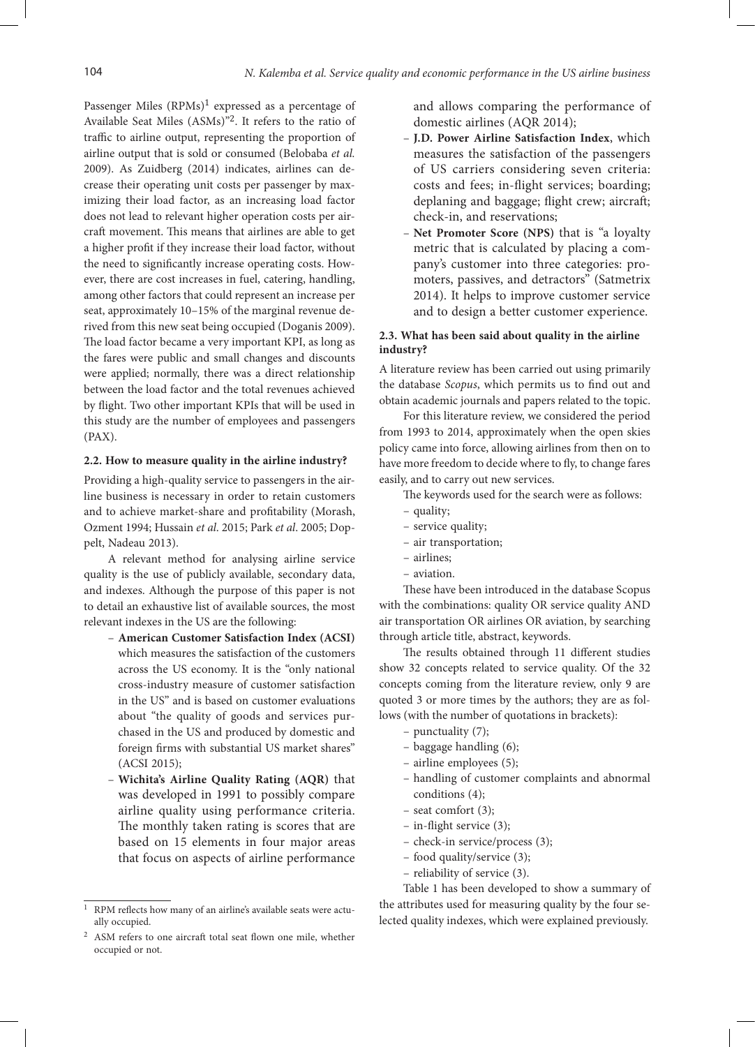Passenger Miles (RPMs)[1] expressed as a percentage of Available Seat Miles (ASMs)"[2]. It refers to the ratio of traffic to airline output, representing the proportion of airline output that is sold or consumed (Belobaba *et al.* 2009). As Zuidberg (2014) indicates, airlines can decrease their operating unit costs per passenger by maximizing their load factor, as an increasing load factor does not lead to relevant higher operation costs per aircraft movement. This means that airlines are able to get a higher profit if they increase their load factor, without the need to significantly increase operating costs. However, there are cost increases in fuel, catering, handling, among other factors that could represent an increase per seat, approximately 10–15% of the marginal revenue derived from this new seat being occupied (Doganis 2009). The load factor became a very important KPI, as long as the fares were public and small changes and discounts were applied; normally, there was a direct relationship between the load factor and the total revenues achieved by flight. Two other important KPIs that will be used in this study are the number of employees and passengers (PAX).

### 2.2. How to measure quality in the airline industry?

Providing a high-quality service to passengers in the airline business is necessary in order to retain customers and to achieve market-share and profitability (Morash, Ozment 1994; Hussain *et al*. 2015; Park *et al*. 2005; Doppelt, Nadeau 2013).

A relevant method for analysing airline service quality is the use of publicly available, secondary data, and indexes. Although the purpose of this paper is not to detail an exhaustive list of available sources, the most relevant indexes in the US are the following:

- **American Customer Satisfaction Index (ACSI)** which measures the satisfaction of the customers across the US economy. It is the "only national cross-industry measure of customer satisfaction in the US" and is based on customer evaluations about "the quality of goods and services purchased in the US and produced by domestic and foreign firms with substantial US market shares" (ACSI 2015);
- **Wichita's Airline Quality Rating (AQR)** that was developed in 1991 to possibly compare airline quality using performance criteria. The monthly taken rating is scores that are based on 15 elements in four major areas that focus on aspects of airline performance and allows comparing the performance of domestic airlines (AQR 2014);
- **J.D. Power Airline Satisfaction Index**, which measures the satisfaction of the passengers of US carriers considering seven criteria: costs and fees; in-flight services; boarding; deplaning and baggage; flight crew; aircraft; check-in, and reservations;
- **Net Promoter Score (NPS)** that is "a loyalty metric that is calculated by placing a company's customer into three categories: promoters, passives, and detractors" (Satmetrix 2014). It helps to improve customer service and to design a better customer experience.

### 2.3. What has been said about quality in the airline industry?

A literature review has been carried out using primarily the database *Scopus*, which permits us to find out and obtain academic journals and papers related to the topic.

For this literature review, we considered the period from 1993 to 2014, approximately when the open skies policy came into force, allowing airlines from then on to have more freedom to decide where to fly, to change fares easily, and to carry out new services.

The keywords used for the search were as follows:

- quality;
- service quality;
- air transportation;
- airlines;
- aviation.

These have been introduced in the database Scopus with the combinations: quality OR service quality AND air transportation OR airlines OR aviation, by searching through article title, abstract, keywords.

The results obtained through 11 different studies show 32 concepts related to service quality. Of the 32 concepts coming from the literature review, only 9 are quoted 3 or more times by the authors; they are as follows (with the number of quotations in brackets):

- punctuality (7);
- baggage handling (6);
- airline employees (5);
- handling of customer complaints and abnormal conditions (4);
- seat comfort (3);
- in-flight service (3);
- check-in service/process (3);
- food quality/service (3);
- reliability of service (3).

Table 1 has been developed to show a summary of the attributes used for measuring quality by the four selected quality indexes, which were explained previously.

---

[1] RPM reflects how many of an airline's available seats were actually occupied.

[2] ASM refers to one aircraft total seat flown one mile, whether occupied or not.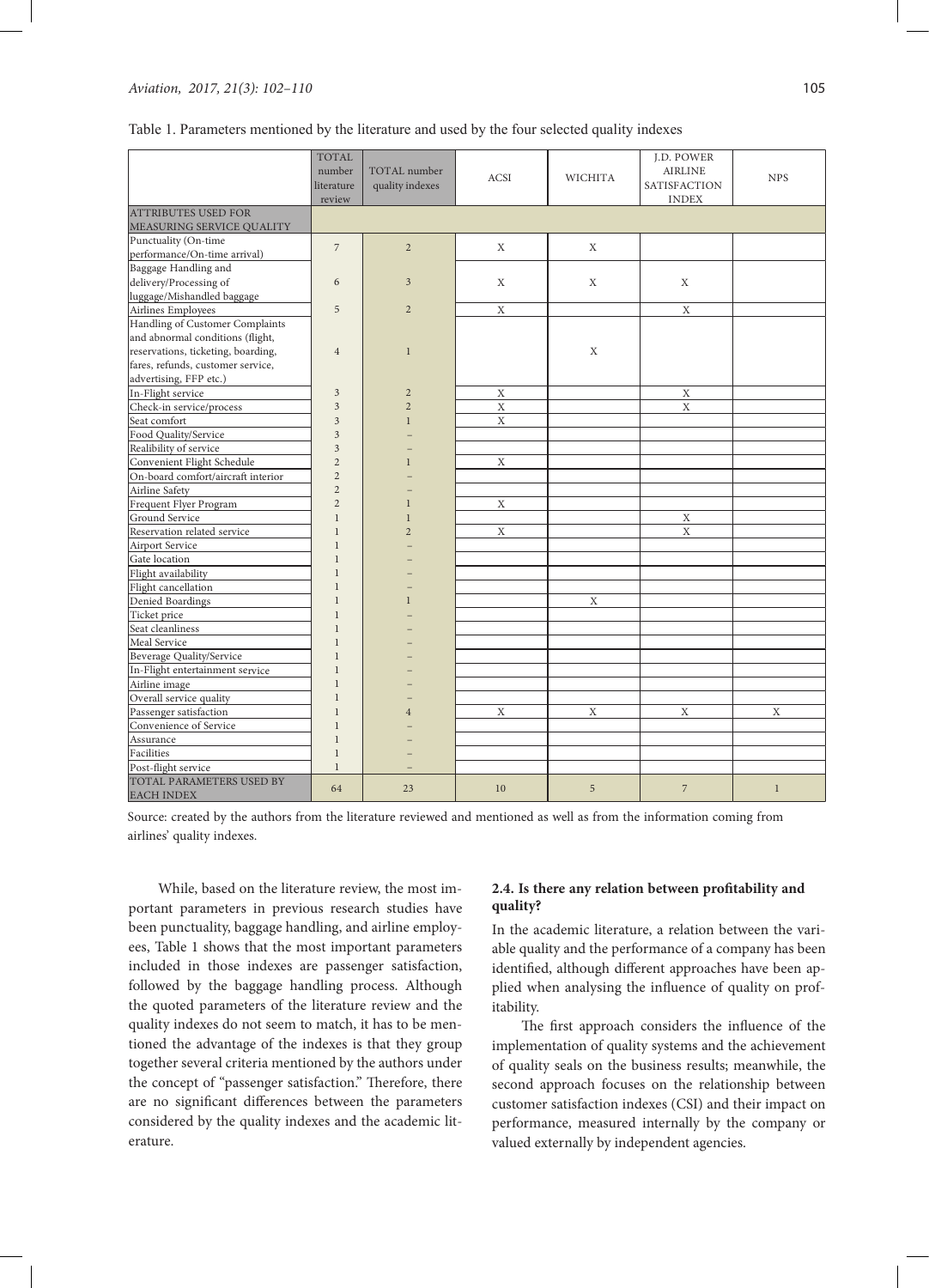Table 1. Parameters mentioned by the literature and used by the four selected quality indexes

| | TOTAL number literature review | TOTAL number quality indexes | ACSI | WICHITA | J.D. POWER AIRLINE SATISFACTION INDEX | NPS |
|---|---|---|---|---|---|---|
| ATTRIBUTES USED FOR MEASURING SERVICE QUALITY | | | | | | |
| Punctuality (On-time performance/On-time arrival) | 7 | 2 | X | X | | |
| Baggage Handling and delivery/Processing of luggage/Mishandled baggage | 6 | 3 | X | X | X | |
| Airlines Employees | 5 | 2 | X | | X | |
| Handling of Customer Complaints and abnormal conditions (flight, reservations, ticketing, boarding, fares, refunds, customer service, advertising, FFP etc.) | 4 | 1 | | X | | |
| In-Flight service | 3 | 2 | X | | X | |
| Check-in service/process | 3 | 2 | X | | X | |
| Seat comfort | 3 | 1 | X | | | |
| Food Quality/Service | 3 | – | | | | |
| Realibility of service | 3 | – | | | | |
| Convenient Flight Schedule | 2 | 1 | X | | | |
| On-board comfort/aircraft interior | 2 | – | | | | |
| Airline Safety | 2 | – | | | | |
| Frequent Flyer Program | 2 | 1 | X | | | |
| Ground Service | 1 | 1 | | | X | |
| Reservation related service | 1 | 2 | X | | X | |
| Airport Service | 1 | – | | | | |
| Gate location | 1 | – | | | | |
| Flight availability | 1 | – | | | | |
| Flight cancellation | 1 | – | | | | |
| Denied Boardings | 1 | 1 | | X | | |
| Ticket price | 1 | – | | | | |
| Seat cleanliness | 1 | – | | | | |
| Meal Service | 1 | – | | | | |
| Beverage Quality/Service | 1 | – | | | | |
| In-Flight entertainment service | 1 | – | | | | |
| Airline image | 1 | – | | | | |
| Overall service quality | 1 | – | | | | |
| Passenger satisfaction | 1 | 4 | X | X | X | X |
| Convenience of Service | 1 | – | | | | |
| Assurance | 1 | – | | | | |
| Facilities | 1 | – | | | | |
| Post-flight service | 1 | – | | | | |
| TOTAL PARAMETERS USED BY EACH INDEX | 64 | 23 | 10 | 5 | 7 | 1 |

Source: created by the authors from the literature reviewed and mentioned as well as from the information coming from airlines' quality indexes.

While, based on the literature review, the most important parameters in previous research studies have been punctuality, baggage handling, and airline employees, Table 1 shows that the most important parameters included in those indexes are passenger satisfaction, followed by the baggage handling process. Although the quoted parameters of the literature review and the quality indexes do not seem to match, it has to be mentioned the advantage of the indexes is that they group together several criteria mentioned by the authors under the concept of "passenger satisfaction." Therefore, there are no significant differences between the parameters considered by the quality indexes and the academic literature.

### 2.4. Is there any relation between profitability and quality?

In the academic literature, a relation between the variable quality and the performance of a company has been identified, although different approaches have been applied when analysing the influence of quality on profitability.

The first approach considers the influence of the implementation of quality systems and the achievement of quality seals on the business results; meanwhile, the second approach focuses on the relationship between customer satisfaction indexes (CSI) and their impact on performance, measured internally by the company or valued externally by independent agencies.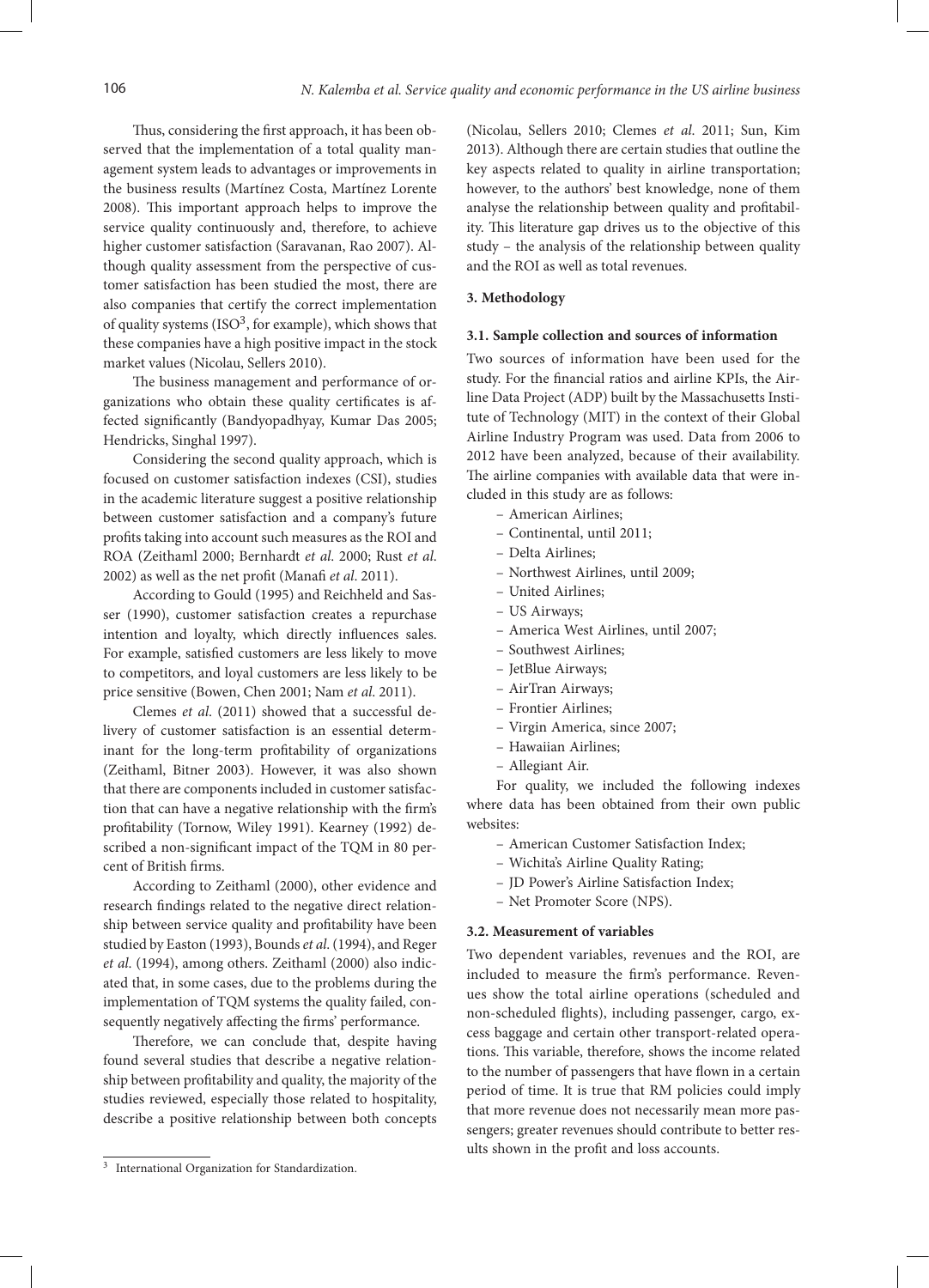Thus, considering the first approach, it has been observed that the implementation of a total quality management system leads to advantages or improvements in the business results (Martínez Costa, Martínez Lorente 2008). This important approach helps to improve the service quality continuously and, therefore, to achieve higher customer satisfaction (Saravanan, Rao 2007). Although quality assessment from the perspective of customer satisfaction has been studied the most, there are also companies that certify the correct implementation of quality systems (ISO[3], for example), which shows that these companies have a high positive impact in the stock market values (Nicolau, Sellers 2010).

The business management and performance of organizations who obtain these quality certificates is affected significantly (Bandyopadhyay, Kumar Das 2005; Hendricks, Singhal 1997).

Considering the second quality approach, which is focused on customer satisfaction indexes (CSI), studies in the academic literature suggest a positive relationship between customer satisfaction and a company's future profits taking into account such measures as the ROI and ROA (Zeithaml 2000; Bernhardt *et al*. 2000; Rust *et al*. 2002) as well as the net profit (Manafi *et al*. 2011).

According to Gould (1995) and Reichheld and Sasser (1990), customer satisfaction creates a repurchase intention and loyalty, which directly influences sales. For example, satisfied customers are less likely to move to competitors, and loyal customers are less likely to be price sensitive (Bowen, Chen 2001; Nam *et al*. 2011).

Clemes *et al*. (2011) showed that a successful delivery of customer satisfaction is an essential determinant for the long-term profitability of organizations (Zeithaml, Bitner 2003). However, it was also shown that there are components included in customer satisfaction that can have a negative relationship with the firm's profitability (Tornow, Wiley 1991). Kearney (1992) described a non-significant impact of the TQM in 80 percent of British firms.

According to Zeithaml (2000), other evidence and research findings related to the negative direct relationship between service quality and profitability have been studied by Easton (1993), Bounds *et al*. (1994), and Reger *et al*. (1994), among others. Zeithaml (2000) also indicated that, in some cases, due to the problems during the implementation of TQM systems the quality failed, consequently negatively affecting the firms' performance.

Therefore, we can conclude that, despite having found several studies that describe a negative relationship between profitability and quality, the majority of the studies reviewed, especially those related to hospitality, describe a positive relationship between both concepts (Nicolau, Sellers 2010; Clemes *et al*. 2011; Sun, Kim 2013). Although there are certain studies that outline the key aspects related to quality in airline transportation; however, to the authors' best knowledge, none of them analyse the relationship between quality and profitability. This literature gap drives us to the objective of this study – the analysis of the relationship between quality and the ROI as well as total revenues.

## 3. Methodology

### 3.1. Sample collection and sources of information

Two sources of information have been used for the study. For the financial ratios and airline KPIs, the Airline Data Project (ADP) built by the Massachusetts Institute of Technology (MIT) in the context of their Global Airline Industry Program was used. Data from 2006 to 2012 have been analyzed, because of their availability. The airline companies with available data that were included in this study are as follows:

- American Airlines;
- Continental, until 2011;
- Delta Airlines;
- Northwest Airlines, until 2009;
- United Airlines;
- US Airways;
- America West Airlines, until 2007;
- Southwest Airlines;
- JetBlue Airways;
- AirTran Airways;
- Frontier Airlines;
- Virgin America, since 2007;
- Hawaiian Airlines;
- Allegiant Air.

For quality, we included the following indexes where data has been obtained from their own public websites:

- American Customer Satisfaction Index;
- Wichita's Airline Quality Rating;
- JD Power's Airline Satisfaction Index;
- Net Promoter Score (NPS).

### 3.2. Measurement of variables

Two dependent variables, revenues and the ROI, are included to measure the firm's performance. Revenues show the total airline operations (scheduled and non-scheduled flights), including passenger, cargo, excess baggage and certain other transport-related operations. This variable, therefore, shows the income related to the number of passengers that have flown in a certain period of time. It is true that RM policies could imply that more revenue does not necessarily mean more passengers; greater revenues should contribute to better results shown in the profit and loss accounts.

[3] International Organization for Standardization.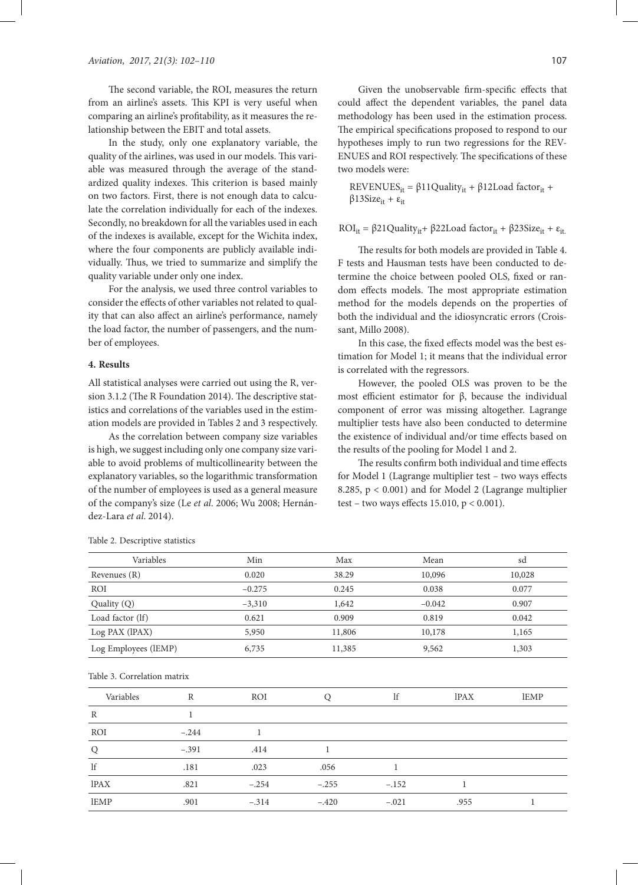The second variable, the ROI, measures the return from an airline's assets. This KPI is very useful when comparing an airline's profitability, as it measures the relationship between the EBIT and total assets.

In the study, only one explanatory variable, the quality of the airlines, was used in our models. This variable was measured through the average of the standardized quality indexes. This criterion is based mainly on two factors. First, there is not enough data to calculate the correlation individually for each of the indexes. Secondly, no breakdown for all the variables used in each of the indexes is available, except for the Wichita index, where the four components are publicly available individually. Thus, we tried to summarize and simplify the quality variable under only one index.

For the analysis, we used three control variables to consider the effects of other variables not related to quality that can also affect an airline's performance, namely the load factor, the number of passengers, and the number of employees.

## 4. Results

All statistical analyses were carried out using the R, version 3.1.2 (The R Foundation 2014). The descriptive statistics and correlations of the variables used in the estimation models are provided in Tables 2 and 3 respectively.

As the correlation between company size variables is high, we suggest including only one company size variable to avoid problems of multicollinearity between the explanatory variables, so the logarithmic transformation of the number of employees is used as a general measure of the company's size (Le *et al*. 2006; Wu 2008; Hernández-Lara *et al*. 2014).

Given the unobservable firm-specific effects that could affect the dependent variables, the panel data methodology has been used in the estimation process. The empirical specifications proposed to respond to our hypotheses imply to run two regressions for the REVENUES and ROI respectively. The specifications of these two models were:

$$REVENUES_{it} = \beta 11 Quality_{it} + \beta 12 Load\ factor_{it} + \beta 13 Size_{it} + \varepsilon_{it}$$

$$ROI_{it} = \beta 21 Quality_{it} + \beta 22 Load\ factor_{it} + \beta 23 Size_{it} + \varepsilon_{it.}$$

The results for both models are provided in Table 4. F tests and Hausman tests have been conducted to determine the choice between pooled OLS, fixed or random effects models. The most appropriate estimation method for the models depends on the properties of both the individual and the idiosyncratic errors (Croissant, Millo 2008).

In this case, the fixed effects model was the best estimation for Model 1; it means that the individual error is correlated with the regressors.

However, the pooled OLS was proven to be the most efficient estimator for β, because the individual component of error was missing altogether. Lagrange multiplier tests have also been conducted to determine the existence of individual and/or time effects based on the results of the pooling for Model 1 and 2.

The results confirm both individual and time effects for Model 1 (Lagrange multiplier test – two ways effects 8.285, $p < 0.001$) and for Model 2 (Lagrange multiplier test – two ways effects 15.010, $p < 0.001$).

Table 2. Descriptive statistics

| Variables | Min | Max | Mean | sd |
|---|---|---|---|---|
| Revenues (R) | 0.020 | 38.29 | 10,096 | 10,028 |
| ROI | −0.275 | 0.245 | 0.038 | 0.077 |
| Quality (Q) | −3,310 | 1,642 | −0.042 | 0.907 |
| Load factor (lf) | 0.621 | 0.909 | 0.819 | 0.042 |
| Log PAX (lPAX) | 5,950 | 11,806 | 10,178 | 1,165 |
| Log Employees (lEMP) | 6,735 | 11,385 | 9,562 | 1,303 |

Table 3. Correlation matrix

| Variables | R | ROI | Q | lf | lPAX | lEMP |
|---|---|---|---|---|---|---|
| R | 1 | | | | | |
| ROI | −.244 | 1 | | | | |
| Q | −.391 | .414 | 1 | | | |
| lf | .181 | .023 | .056 | 1 | | |
| lPAX | .821 | −.254 | −.255 | −.152 | 1 | |
| lEMP | .901 | −.314 | −.420 | −.021 | .955 | 1 |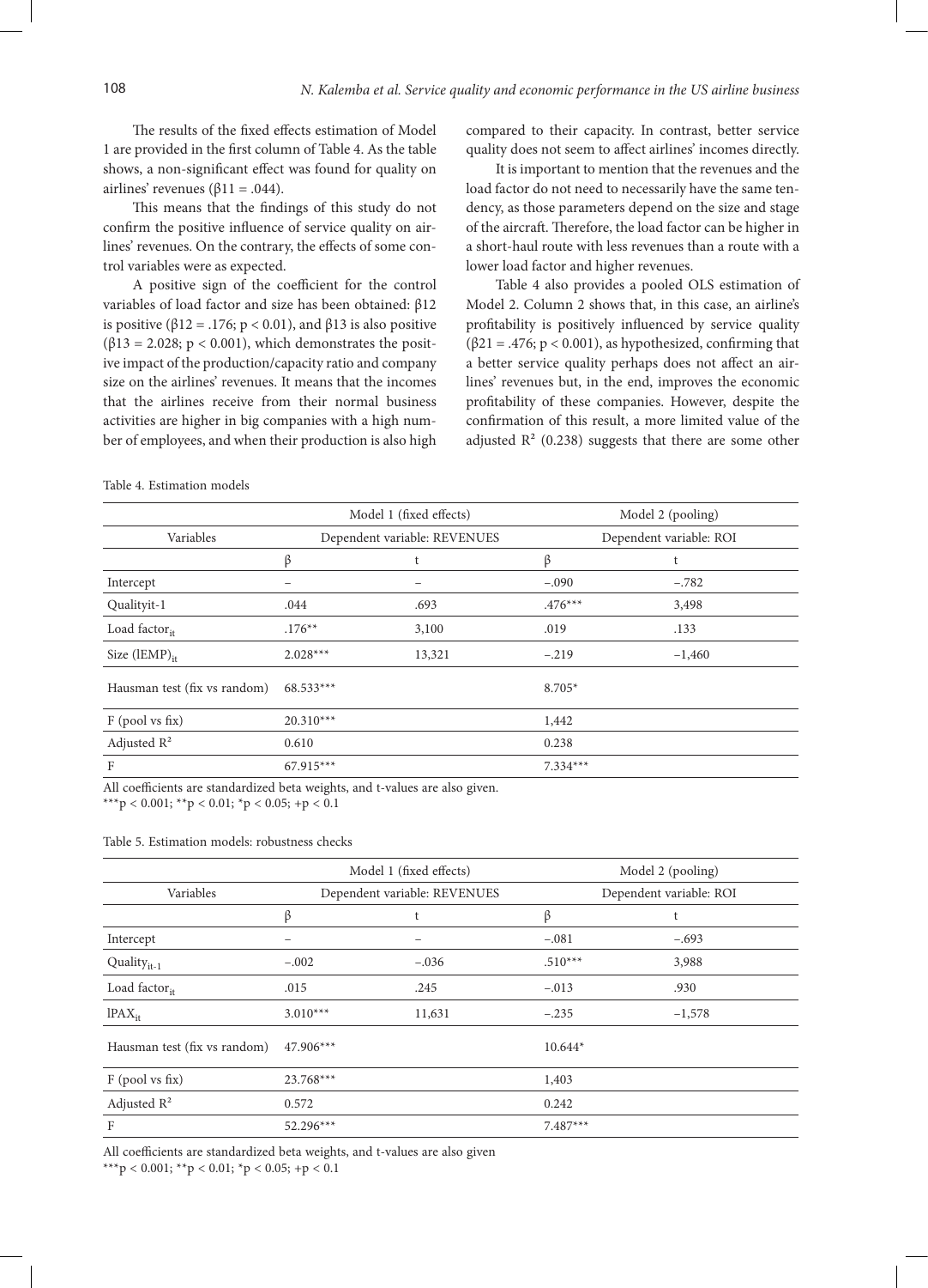The results of the fixed effects estimation of Model 1 are provided in the first column of Table 4. As the table shows, a non-significant effect was found for quality on airlines' revenues (β11 = .044).

This means that the findings of this study do not confirm the positive influence of service quality on airlines' revenues. On the contrary, the effects of some control variables were as expected.

A positive sign of the coefficient for the control variables of load factor and size has been obtained: β12 is positive (β12 = .176; $p < 0.01$), and β13 is also positive (β13 = 2.028; $p < 0.001$), which demonstrates the positive impact of the production/capacity ratio and company size on the airlines' revenues. It means that the incomes that the airlines receive from their normal business activities are higher in big companies with a high number of employees, and when their production is also high compared to their capacity. In contrast, better service quality does not seem to affect airlines' incomes directly.

It is important to mention that the revenues and the load factor do not need to necessarily have the same tendency, as those parameters depend on the size and stage of the aircraft. Therefore, the load factor can be higher in a short-haul route with less revenues than a route with a lower load factor and higher revenues.

Table 4 also provides a pooled OLS estimation of Model 2. Column 2 shows that, in this case, an airline's profitability is positively influenced by service quality (β21 = .476; $p < 0.001$), as hypothesized, confirming that a better service quality perhaps does not affect an airlines' revenues but, in the end, improves the economic profitability of these companies. However, despite the confirmation of this result, a more limited value of the adjusted $R^2$ (0.238) suggests that there are some other

Table 4. Estimation models

| | Model 1 (fixed effects) | | Model 2 (pooling) | |
|---|---|---|---|---|
| Variables | Dependent variable: REVENUES | | Dependent variable: ROI | |
| | β | t | β | t |
| Intercept | – | – | –.090 | –.782 |
| Qualityit-1 | .044 | .693 | .476*** | 3,498 |
| Load $factor_{it}$ | .176** | 3,100 | .019 | .133 |
| Size $(lEMP)_{it}$ | 2.028*** | 13,321 | –.219 | –1,460 |
| Hausman test (fix vs random) | 68.533*** | | 8.705* | |
| F (pool vs fix) | 20.310*** | | 1,442 | |
| Adjusted $R^2$ | 0.610 | | 0.238 | |
| F | 67.915*** | | 7.334*** | |

All coefficients are standardized beta weights, and t-values are also given.
***p < 0.001; **p < 0.01; *p < 0.05; +p < 0.1

Table 5. Estimation models: robustness checks

| | Model 1 (fixed effects) | | Model 2 (pooling) | |
|---|---|---|---|---|
| Variables | Dependent variable: REVENUES | | Dependent variable: ROI | |
| | β | t | β | t |
| Intercept | – | – | –.081 | –.693 |
| $Quality_{it-1}$ | –.002 | –.036 | .510*** | 3,988 |
| Load $factor_{it}$ | .015 | .245 | –.013 | .930 |
| $lPAX_{it}$ | 3.010*** | 11,631 | –.235 | –1,578 |
| Hausman test (fix vs random) | 47.906*** | | 10.644* | |
| F (pool vs fix) | 23.768*** | | 1,403 | |
| Adjusted $R^2$ | 0.572 | | 0.242 | |
| F | 52.296*** | | 7.487*** | |

All coefficients are standardized beta weights, and t-values are also given
***p < 0.001; **p < 0.01; *p < 0.05; +p < 0.1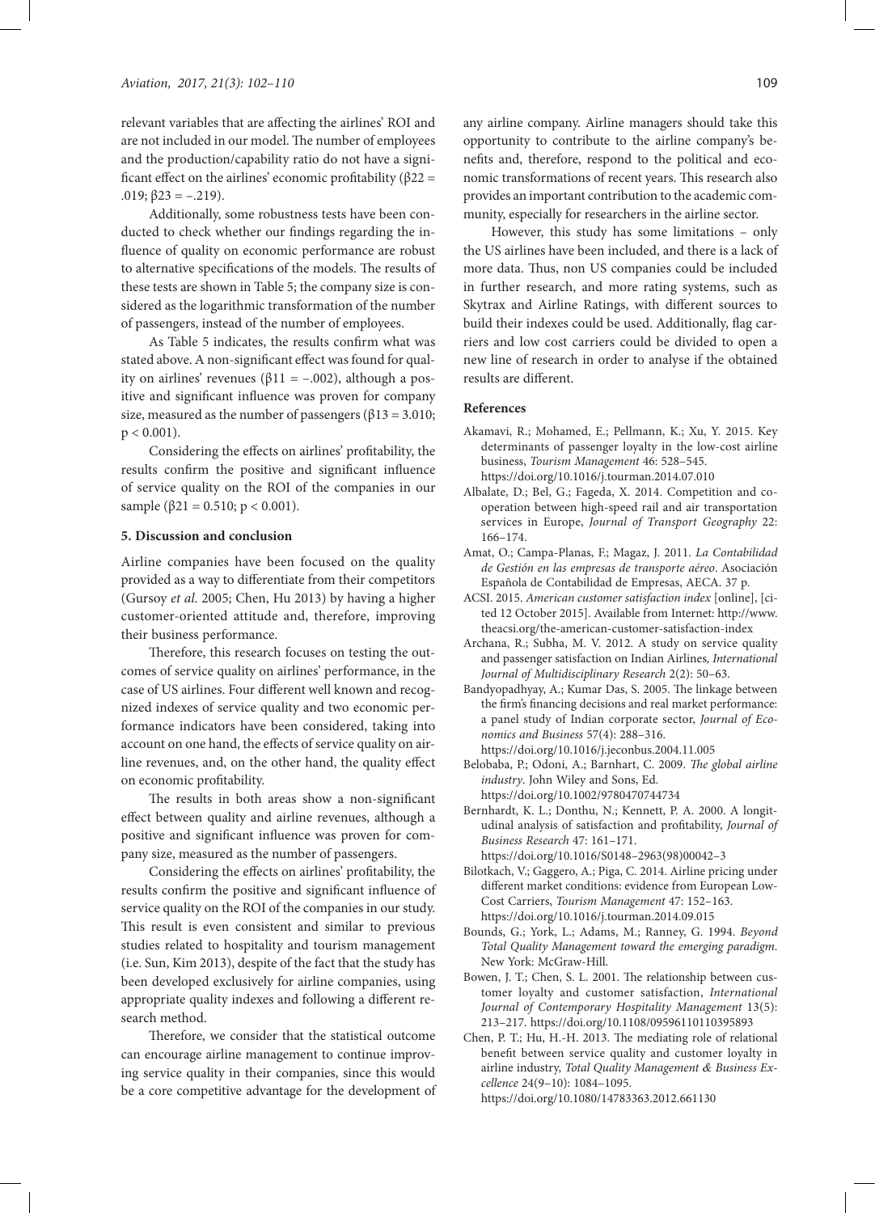relevant variables that are affecting the airlines' ROI and are not included in our model. The number of employees and the production/capability ratio do not have a significant effect on the airlines' economic profitability ($\beta 22 = .019$; $\beta 23 = -.219$).

Additionally, some robustness tests have been conducted to check whether our findings regarding the influence of quality on economic performance are robust to alternative specifications of the models. The results of these tests are shown in Table 5; the company size is considered as the logarithmic transformation of the number of passengers, instead of the number of employees.

As Table 5 indicates, the results confirm what was stated above. A non-significant effect was found for quality on airlines' revenues ($\beta 11 = -.002$), although a positive and significant influence was proven for company size, measured as the number of passengers ($\beta 13 = 3.010$; $p < 0.001$).

Considering the effects on airlines' profitability, the results confirm the positive and significant influence of service quality on the ROI of the companies in our sample ($\beta 21 = 0.510$; $p < 0.001$).

## 5. Discussion and conclusion

Airline companies have been focused on the quality provided as a way to differentiate from their competitors (Gursoy *et al.* 2005; Chen, Hu 2013) by having a higher customer-oriented attitude and, therefore, improving their business performance.

Therefore, this research focuses on testing the outcomes of service quality on airlines' performance, in the case of US airlines. Four different well known and recognized indexes of service quality and two economic performance indicators have been considered, taking into account on one hand, the effects of service quality on airline revenues, and, on the other hand, the quality effect on economic profitability.

The results in both areas show a non-significant effect between quality and airline revenues, although a positive and significant influence was proven for company size, measured as the number of passengers.

Considering the effects on airlines' profitability, the results confirm the positive and significant influence of service quality on the ROI of the companies in our study. This result is even consistent and similar to previous studies related to hospitality and tourism management (i.e. Sun, Kim 2013), despite of the fact that the study has been developed exclusively for airline companies, using appropriate quality indexes and following a different research method.

Therefore, we consider that the statistical outcome can encourage airline management to continue improving service quality in their companies, since this would be a core competitive advantage for the development of any airline company. Airline managers should take this opportunity to contribute to the airline company's benefits and, therefore, respond to the political and economic transformations of recent years. This research also provides an important contribution to the academic community, especially for researchers in the airline sector.

However, this study has some limitations – only the US airlines have been included, and there is a lack of more data. Thus, non US companies could be included in further research, and more rating systems, such as Skytrax and Airline Ratings, with different sources to build their indexes could be used. Additionally, flag carriers and low cost carriers could be divided to open a new line of research in order to analyse if the obtained results are different.

## References

Akamavi, R.; Mohamed, E.; Pellmann, K.; Xu, Y. 2015. Key determinants of passenger loyalty in the low-cost airline business, *Tourism Management* 46: 528–545. https://doi.org/10.1016/j.tourman.2014.07.010

Albalate, D.; Bel, G.; Fageda, X. 2014. Competition and cooperation between high-speed rail and air transportation services in Europe, *Journal of Transport Geography* 22: 166–174.

Amat, O.; Campa-Planas, F.; Magaz, J. 2011. *La Contabilidad de Gestión en las empresas de transporte aéreo*. Asociación Española de Contabilidad de Empresas, AECA. 37 p.

ACSI. 2015. *American customer satisfaction index* [online], [cited 12 October 2015]. Available from Internet: http://www.theacsi.org/the-american-customer-satisfaction-index

Archana, R.; Subha, M. V. 2012. A study on service quality and passenger satisfaction on Indian Airlines*, International Journal of Multidisciplinary Research* 2(2): 50–63.

Bandyopadhyay, A.; Kumar Das, S. 2005. The linkage between the firm's financing decisions and real market performance: a panel study of Indian corporate sector, *Journal of Economics and Business* 57(4): 288–316. https://doi.org/10.1016/j.jeconbus.2004.11.005

Belobaba, P.; Odoni, A.; Barnhart, C. 2009. *The global airline industry*. John Wiley and Sons, Ed. https://doi.org/10.1002/9780470744734

Bernhardt, K. L.; Donthu, N.; Kennett, P. A. 2000. A longitudinal analysis of satisfaction and profitability, *Journal of Business Research* 47: 161–171. https://doi.org/10.1016/S0148–2963(98)00042–3

Bilotkach, V.; Gaggero, A.; Piga, C. 2014. Airline pricing under different market conditions: evidence from European Low-Cost Carriers, *Tourism Management* 47: 152–163. https://doi.org/10.1016/j.tourman.2014.09.015

Bounds, G.; York, L.; Adams, M.; Ranney, G. 1994. *Beyond Total Quality Management toward the emerging paradigm*. New York: McGraw-Hill.

Bowen, J. T.; Chen, S. L. 2001. The relationship between customer loyalty and customer satisfaction, *International Journal of Contemporary Hospitality Management* 13(5): 213–217. https://doi.org/10.1108/09596110110395893

Chen, P. T.; Hu, H.-H. 2013. The mediating role of relational benefit between service quality and customer loyalty in airline industry, *Total Quality Management & Business Excellence* 24(9–10): 1084–1095. https://doi.org/10.1080/14783363.2012.661130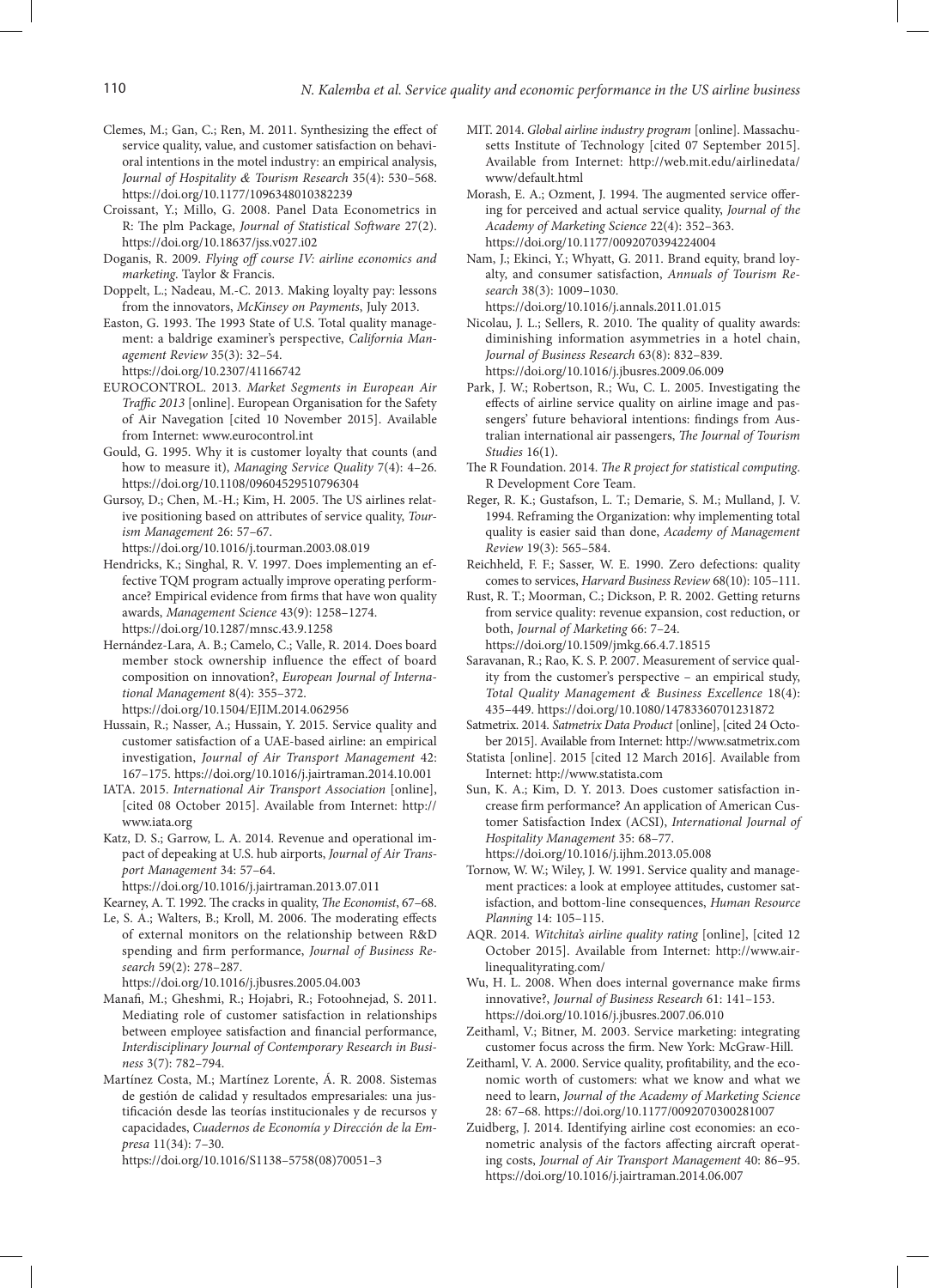Clemes, M.; Gan, C.; Ren, M. 2011. Synthesizing the effect of service quality, value, and customer satisfaction on behavioral intentions in the motel industry: an empirical analysis, *Journal of Hospitality & Tourism Research* 35(4): 530–568. https://doi.org/10.1177/1096348010382239

Croissant, Y.; Millo, G. 2008. Panel Data Econometrics in R: The plm Package, *Journal of Statistical Software* 27(2). https://doi.org/10.18637/jss.v027.i02

Doganis, R. 2009. *Flying off course IV: airline economics and marketing*. Taylor & Francis.

Doppelt, L.; Nadeau, M.-C. 2013. Making loyalty pay: lessons from the innovators, *McKinsey on Payments*, July 2013.

Easton, G. 1993. The 1993 State of U.S. Total quality management: a baldrige examiner's perspective, *California Management Review* 35(3): 32–54. https://doi.org/10.2307/41166742

EUROCONTROL. 2013. *Market Segments in European Air Traffic 2013* [online]. European Organisation for the Safety of Air Navegation [cited 10 November 2015]. Available from Internet: www.eurocontrol.int

Gould, G. 1995. Why it is customer loyalty that counts (and how to measure it), *Managing Service Quality* 7(4): 4–26. https://doi.org/10.1108/09604529510796304

Gursoy, D.; Chen, M.-H.; Kim, H. 2005. The US airlines relative positioning based on attributes of service quality, *Tourism Management* 26: 57–67. https://doi.org/10.1016/j.tourman.2003.08.019

Hendricks, K.; Singhal, R. V. 1997. Does implementing an effective TQM program actually improve operating performance? Empirical evidence from firms that have won quality awards, *Management Science* 43(9): 1258–1274. https://doi.org/10.1287/mnsc.43.9.1258

Hernández-Lara, A. B.; Camelo, C.; Valle, R. 2014. Does board member stock ownership influence the effect of board composition on innovation?, *European Journal of International Management* 8(4): 355–372. https://doi.org/10.1504/EJIM.2014.062956

Hussain, R.; Nasser, A.; Hussain, Y. 2015. Service quality and customer satisfaction of a UAE-based airline: an empirical investigation, *Journal of Air Transport Management* 42: 167–175. https://doi.org/10.1016/j.jairtraman.2014.10.001

IATA. 2015. *International Air Transport Association* [online], [cited 08 October 2015]. Available from Internet: http://www.iata.org

Katz, D. S.; Garrow, L. A. 2014. Revenue and operational impact of depeaking at U.S. hub airports, *Journal of Air Transport Management* 34: 57–64. https://doi.org/10.1016/j.jairtraman.2013.07.011

Kearney, A. T. 1992. The cracks in quality, *The Economist*, 67–68.

Le, S. A.; Walters, B.; Kroll, M. 2006. The moderating effects of external monitors on the relationship between R&D spending and firm performance, *Journal of Business Research* 59(2): 278–287. https://doi.org/10.1016/j.jbusres.2005.04.003

Manafi, M.; Gheshmi, R.; Hojabri, R.; Fotoohnejad, S. 2011. Mediating role of customer satisfaction in relationships between employee satisfaction and financial performance, *Interdisciplinary Journal of Contemporary Research in Business* 3(7): 782–794.

Martínez Costa, M.; Martínez Lorente, Á. R. 2008. Sistemas de gestión de calidad y resultados empresariales: una justificación desde las teorías institucionales y de recursos y capacidades, *Cuadernos de Economía y Dirección de la Empresa* 11(34): 7–30. https://doi.org/10.1016/S1138–5758(08)70051–3

MIT. 2014. *Global airline industry program* [online]. Massachusetts Institute of Technology [cited 07 September 2015]. Available from Internet: http://web.mit.edu/airlinedata/www/default.html

Morash, E. A.; Ozment, J. 1994. The augmented service offering for perceived and actual service quality, *Journal of the Academy of Marketing Science* 22(4): 352–363. https://doi.org/10.1177/0092070394224004

Nam, J.; Ekinci, Y.; Whyatt, G. 2011. Brand equity, brand loyalty, and consumer satisfaction, *Annuals of Tourism Research* 38(3): 1009–1030. https://doi.org/10.1016/j.annals.2011.01.015

Nicolau, J. L.; Sellers, R. 2010. The quality of quality awards: diminishing information asymmetries in a hotel chain, *Journal of Business Research* 63(8): 832–839. https://doi.org/10.1016/j.jbusres.2009.06.009

Park, J. W.; Robertson, R.; Wu, C. L. 2005. Investigating the effects of airline service quality on airline image and passengers' future behavioral intentions: findings from Australian international air passengers, *The Journal of Tourism Studies* 16(1).

The R Foundation. 2014. *The R project for statistical computing*. R Development Core Team.

Reger, R. K.; Gustafson, L. T.; Demarie, S. M.; Mulland, J. V. 1994. Reframing the Organization: why implementing total quality is easier said than done, *Academy of Management Review* 19(3): 565–584.

Reichheld, F. F.; Sasser, W. E. 1990. Zero defections: quality comes to services, *Harvard Business Review* 68(10): 105–111.

Rust, R. T.; Moorman, C.; Dickson, P. R. 2002. Getting returns from service quality: revenue expansion, cost reduction, or both, *Journal of Marketing* 66: 7–24. https://doi.org/10.1509/jmkg.66.4.7.18515

Saravanan, R.; Rao, K. S. P. 2007. Measurement of service quality from the customer's perspective – an empirical study, *Total Quality Management & Business Excellence* 18(4): 435–449. https://doi.org/10.1080/14783360701231872

Satmetrix. 2014. *Satmetrix Data Product* [online], [cited 24 October 2015]. Available from Internet: http://www.satmetrix.com

Statista [online]. 2015 [cited 12 March 2016]. Available from Internet: http://www.statista.com

Sun, K. A.; Kim, D. Y. 2013. Does customer satisfaction increase firm performance? An application of American Customer Satisfaction Index (ACSI), *International Journal of Hospitality Management* 35: 68–77. https://doi.org/10.1016/j.ijhm.2013.05.008

Tornow, W. W.; Wiley, J. W. 1991. Service quality and management practices: a look at employee attitudes, customer satisfaction, and bottom-line consequences, *Human Resource Planning* 14: 105–115.

AQR. 2014. *Witchita's airline quality rating* [online], [cited 12 October 2015]. Available from Internet: http://www.airlinequalityrating.com/

Wu, H. L. 2008. When does internal governance make firms innovative?, *Journal of Business Research* 61: 141–153. https://doi.org/10.1016/j.jbusres.2007.06.010

Zeithaml, V.; Bitner, M. 2003. Service marketing: integrating customer focus across the firm. New York: McGraw-Hill.

Zeithaml, V. A. 2000. Service quality, profitability, and the economic worth of customers: what we know and what we need to learn, *Journal of the Academy of Marketing Science* 28: 67–68. https://doi.org/10.1177/0092070300281007

Zuidberg, J. 2014. Identifying airline cost economies: an econometric analysis of the factors affecting aircraft operating costs, *Journal of Air Transport Management* 40: 86–95. https://doi.org/10.1016/j.jairtraman.2014.06.007